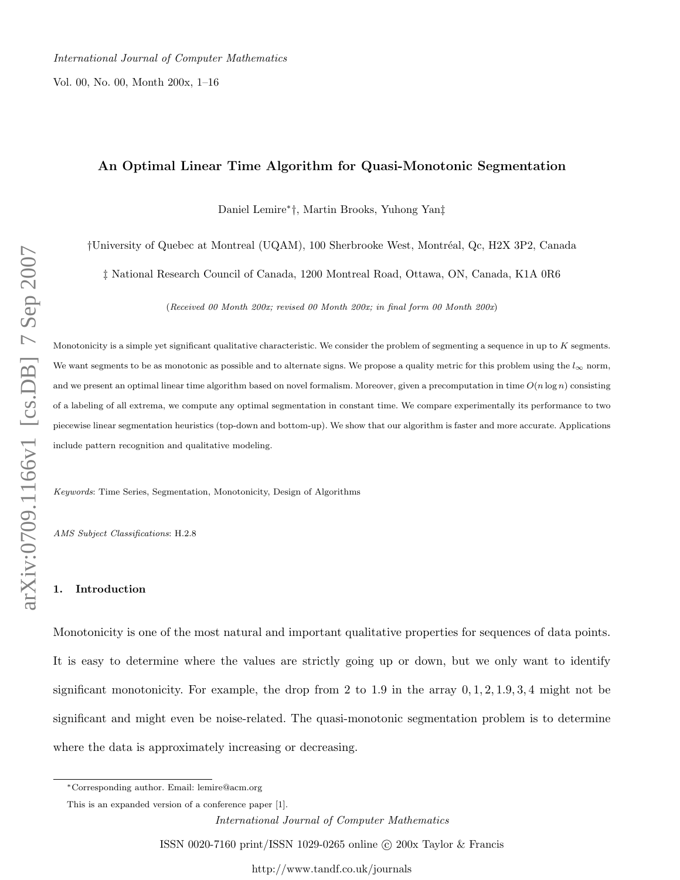# An Optimal Linear Time Algorithm for Quasi-Monotonic Segmentation

Daniel Lemire*†, Martin Brooks, Yuhong Yan‡

†University of Quebec at Montreal (UQAM), 100 Sherbrooke West, Montréal, Qc, H2X 3P2, Canada

‡ National Research Council of Canada, 1200 Montreal Road, Ottawa, ON, Canada, K1A 0R6

(*Received 00 Month 200x; revised 00 Month 200x; in final form 00 Month 200x*)

Monotonicity is a simple yet significant qualitative characteristic. We consider the problem of segmenting a sequence in up to $K$ segments. We want segments to be as monotonic as possible and to alternate signs. We propose a quality metric for this problem using the $l_\infty$ norm, and we present an optimal linear time algorithm based on novel formalism. Moreover, given a precomputation in time $O(n \log n)$ consisting of a labeling of all extrema, we compute any optimal segmentation in constant time. We compare experimentally its performance to two piecewise linear segmentation heuristics (top-down and bottom-up). We show that our algorithm is faster and more accurate. Applications include pattern recognition and qualitative modeling.

*Keywords*: Time Series, Segmentation, Monotonicity, Design of Algorithms

*AMS Subject Classifications*: H.2.8

## 1. Introduction

Monotonicity is one of the most natural and important qualitative properties for sequences of data points. It is easy to determine where the values are strictly going up or down, but we only want to identify significant monotonicity. For example, the drop from 2 to 1.9 in the array 0, 1, 2, 1.9, 3, 4 might not be significant and might even be noise-related. The quasi-monotonic segmentation problem is to determine where the data is approximately increasing or decreasing.

*Corresponding author. Email: lemire@acm.org

This is an expanded version of a conference paper [1].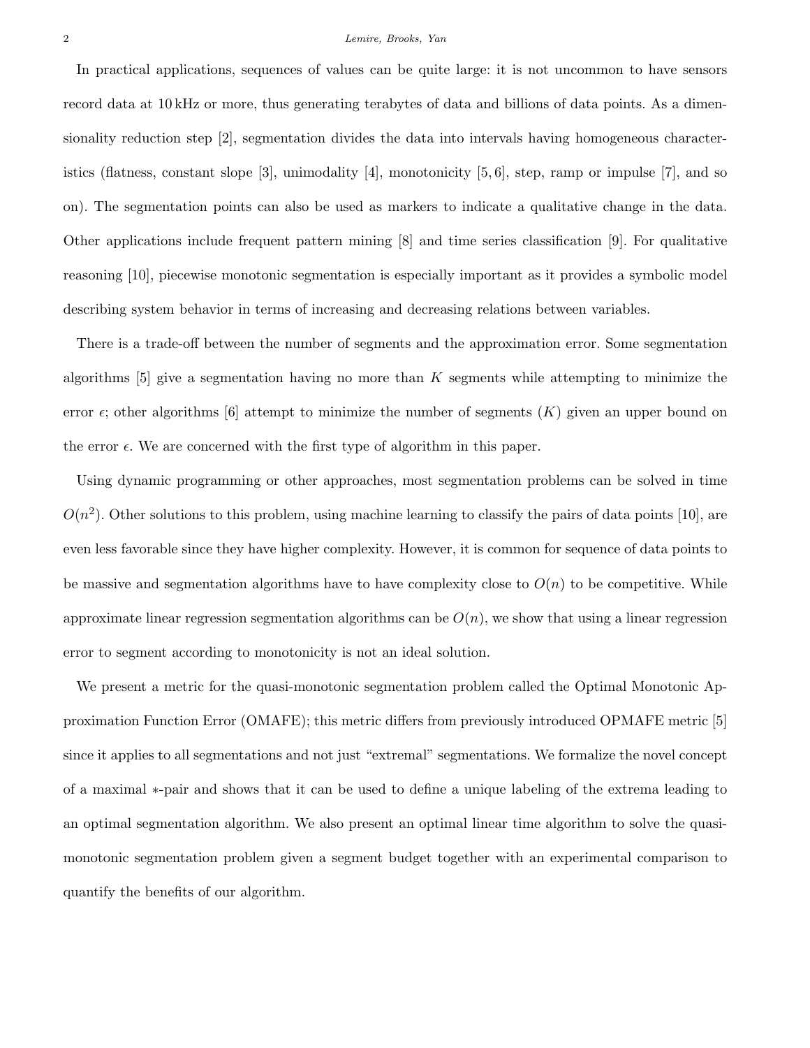In practical applications, sequences of values can be quite large: it is not uncommon to have sensors record data at 10 kHz or more, thus generating terabytes of data and billions of data points. As a dimensionality reduction step [2], segmentation divides the data into intervals having homogeneous characteristics (flatness, constant slope [3], unimodality [4], monotonicity [5, 6], step, ramp or impulse [7], and so on). The segmentation points can also be used as markers to indicate a qualitative change in the data. Other applications include frequent pattern mining [8] and time series classification [9]. For qualitative reasoning [10], piecewise monotonic segmentation is especially important as it provides a symbolic model describing system behavior in terms of increasing and decreasing relations between variables.

There is a trade-off between the number of segments and the approximation error. Some segmentation algorithms [5] give a segmentation having no more than $K$ segments while attempting to minimize the error $\epsilon$; other algorithms [6] attempt to minimize the number of segments ($K$) given an upper bound on the error $\epsilon$. We are concerned with the first type of algorithm in this paper.

Using dynamic programming or other approaches, most segmentation problems can be solved in time $O(n^2)$. Other solutions to this problem, using machine learning to classify the pairs of data points [10], are even less favorable since they have higher complexity. However, it is common for sequence of data points to be massive and segmentation algorithms have to have complexity close to $O(n)$ to be competitive. While approximate linear regression segmentation algorithms can be $O(n)$, we show that using a linear regression error to segment according to monotonicity is not an ideal solution.

We present a metric for the quasi-monotonic segmentation problem called the Optimal Monotonic Approximation Function Error (OMAFE); this metric differs from previously introduced OPMAFE metric [5] since it applies to all segmentations and not just "extremal" segmentations. We formalize the novel concept of a maximal $*$-pair and shows that it can be used to define a unique labeling of the extrema leading to an optimal segmentation algorithm. We also present an optimal linear time algorithm to solve the quasi-monotonic segmentation problem given a segment budget together with an experimental comparison to quantify the benefits of our algorithm.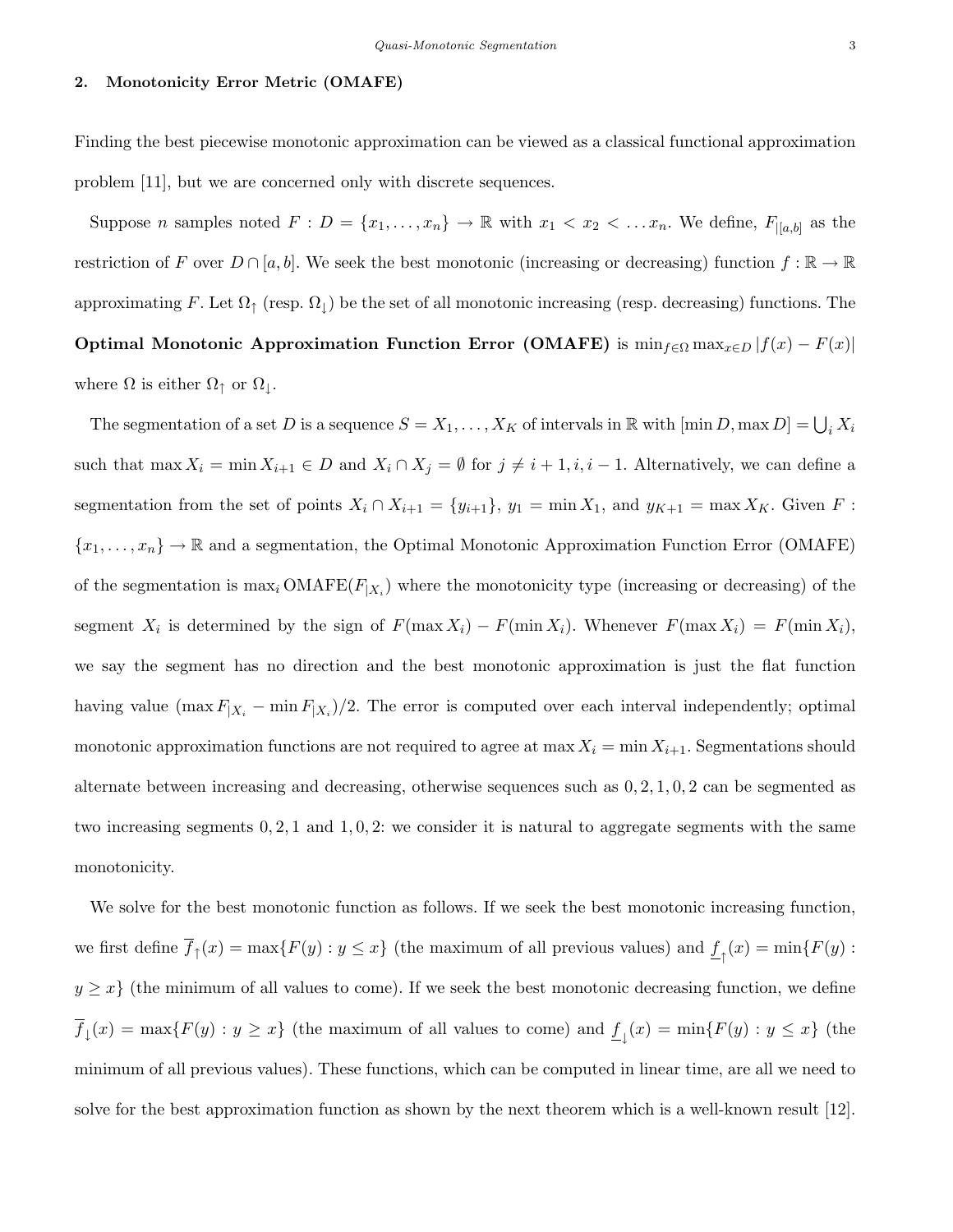## 2. Monotonicity Error Metric (OMAFE)

Finding the best piecewise monotonic approximation can be viewed as a classical functional approximation problem [11], but we are concerned only with discrete sequences.

Suppose $n$ samples noted $F : D = \{x_1, \ldots, x_n\} \to \mathbb{R}$ with $x_1 < x_2 < \ldots x_n$. We define, $F_{|[a,b]}$ as the restriction of $F$ over $D \cap [a, b]$. We seek the best monotonic (increasing or decreasing) function $f : \mathbb{R} \to \mathbb{R}$ approximating $F$. Let $\Omega_\uparrow$ (resp. $\Omega_\downarrow$) be the set of all monotonic increasing (resp. decreasing) functions. The **Optimal Monotonic Approximation Function Error (OMAFE)** is $\min_{f \in \Omega} \max_{x \in D} |f(x) - F(x)|$ where $\Omega$ is either $\Omega_\uparrow$ or $\Omega_\downarrow$.

The segmentation of a set $D$ is a sequence $S = X_1, \ldots, X_K$ of intervals in $\mathbb{R}$ with $[\min D, \max D] = \bigcup_i X_i$ such that $\max X_i = \min X_{i+1} \in D$ and $X_i \cap X_j = \emptyset$ for $j \neq i+1, i, i-1$. Alternatively, we can define a segmentation from the set of points $X_i \cap X_{i+1} = \{y_{i+1}\}$, $y_1 = \min X_1$, and $y_{K+1} = \max X_K$. Given $F : \{x_1, \ldots, x_n\} \to \mathbb{R}$ and a segmentation, the Optimal Monotonic Approximation Function Error (OMAFE) of the segmentation is $\max_i \text{OMAFE}(F_{|X_i})$ where the monotonicity type (increasing or decreasing) of the segment $X_i$ is determined by the sign of $F(\max X_i) - F(\min X_i)$. Whenever $F(\max X_i) = F(\min X_i)$, we say the segment has no direction and the best monotonic approximation is just the flat function having value $(\max F_{|X_i} - \min F_{|X_i})/2$. The error is computed over each interval independently; optimal monotonic approximation functions are not required to agree at $\max X_i = \min X_{i+1}$. Segmentations should alternate between increasing and decreasing, otherwise sequences such as $0, 2, 1, 0, 2$ can be segmented as two increasing segments $0, 2, 1$ and $1, 0, 2$: we consider it is natural to aggregate segments with the same monotonicity.

We solve for the best monotonic function as follows. If we seek the best monotonic increasing function, we first define $\overline{f}_\uparrow(x) = \max\{F(y) : y \leq x\}$ (the maximum of all previous values) and $\underline{f}_\uparrow(x) = \min\{F(y) : y \geq x\}$ (the minimum of all values to come). If we seek the best monotonic decreasing function, we define $\overline{f}_\downarrow(x) = \max\{F(y) : y \geq x\}$ (the maximum of all values to come) and $\underline{f}_\downarrow(x) = \min\{F(y) : y \leq x\}$ (the minimum of all previous values). These functions, which can be computed in linear time, are all we need to solve for the best approximation function as shown by the next theorem which is a well-known result [12].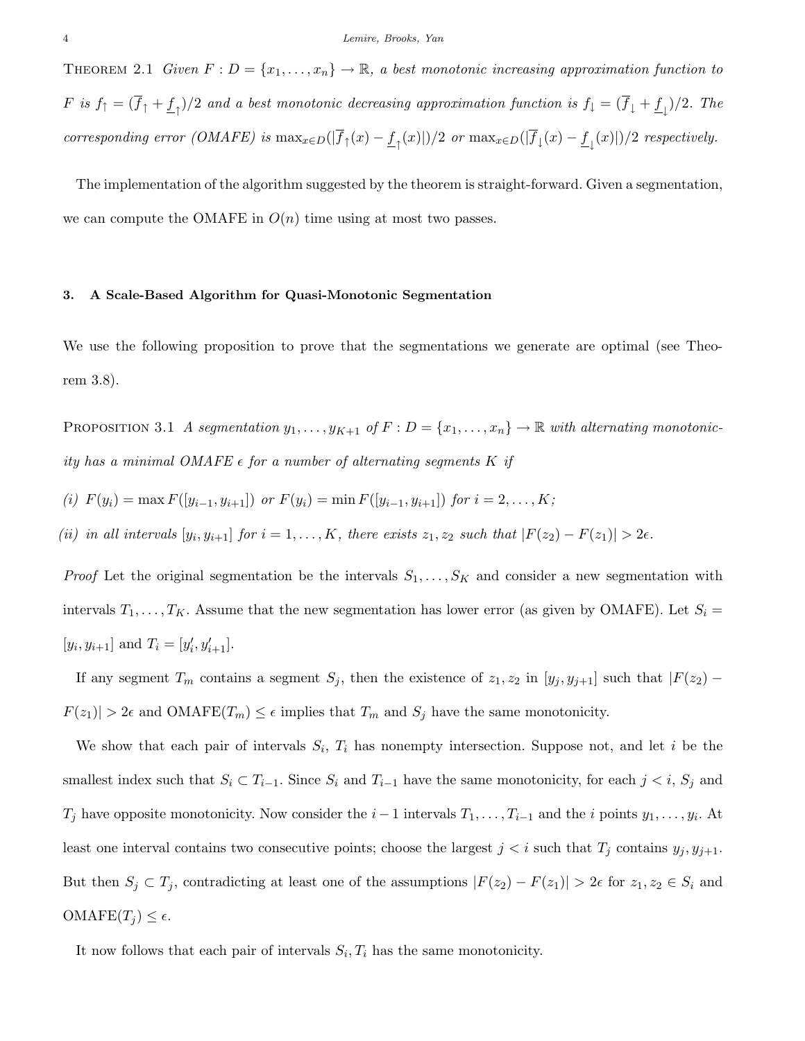THEOREM 2.1 *Given $F : D = \{x_1, \ldots, x_n\} \to \mathbb{R}$, a best monotonic increasing approximation function to $F$ is $f_\uparrow = (\overline{f}_\uparrow + \underline{f}_\uparrow)/2$ and a best monotonic decreasing approximation function is $f_\downarrow = (\overline{f}_\downarrow + \underline{f}_\downarrow)/2$. The corresponding error (OMAFE) is $\max_{x \in D}(|\overline{f}_\uparrow(x) - \underline{f}_\uparrow(x)|)/2$ or $\max_{x \in D}(|\overline{f}_\downarrow(x) - \underline{f}_\downarrow(x)|)/2$ respectively.*

The implementation of the algorithm suggested by the theorem is straight-forward. Given a segmentation, we can compute the OMAFE in $O(n)$ time using at most two passes.

## 3. A Scale-Based Algorithm for Quasi-Monotonic Segmentation

We use the following proposition to prove that the segmentations we generate are optimal (see Theorem 3.8).

PROPOSITION 3.1 *A segmentation $y_1, \ldots, y_{K+1}$ of $F : D = \{x_1, \ldots, x_n\} \to \mathbb{R}$ with alternating monotonicity has a minimal OMAFE $\epsilon$ for a number of alternating segments $K$ if*

*(i) $F(y_i) = \max F([y_{i-1}, y_{i+1}])$ or $F(y_i) = \min F([y_{i-1}, y_{i+1}])$ for $i = 2, \ldots, K$;*

*(ii) in all intervals $[y_i, y_{i+1}]$ for $i = 1, \ldots, K$, there exists $z_1, z_2$ such that $|F(z_2) - F(z_1)| > 2\epsilon$.*

*Proof* Let the original segmentation be the intervals $S_1, \ldots, S_K$ and consider a new segmentation with intervals $T_1, \ldots, T_K$. Assume that the new segmentation has lower error (as given by OMAFE). Let $S_i = [y_i, y_{i+1}]$ and $T_i = [y'_i, y'_{i+1}]$.

If any segment $T_m$ contains a segment $S_j$, then the existence of $z_1, z_2$ in $[y_j, y_{j+1}]$ such that $|F(z_2) - F(z_1)| > 2\epsilon$ and $\text{OMAFE}(T_m) \leq \epsilon$ implies that $T_m$ and $S_j$ have the same monotonicity.

We show that each pair of intervals $S_i$, $T_i$ has nonempty intersection. Suppose not, and let $i$ be the smallest index such that $S_i \subset T_{i-1}$. Since $S_i$ and $T_{i-1}$ have the same monotonicity, for each $j < i$, $S_j$ and $T_j$ have opposite monotonicity. Now consider the $i-1$ intervals $T_1, \ldots, T_{i-1}$ and the $i$ points $y_1, \ldots, y_i$. At least one interval contains two consecutive points; choose the largest $j < i$ such that $T_j$ contains $y_j, y_{j+1}$. But then $S_j \subset T_j$, contradicting at least one of the assumptions $|F(z_2) - F(z_1)| > 2\epsilon$ for $z_1, z_2 \in S_i$ and $\text{OMAFE}(T_j) \leq \epsilon$.

It now follows that each pair of intervals $S_i, T_i$ has the same monotonicity.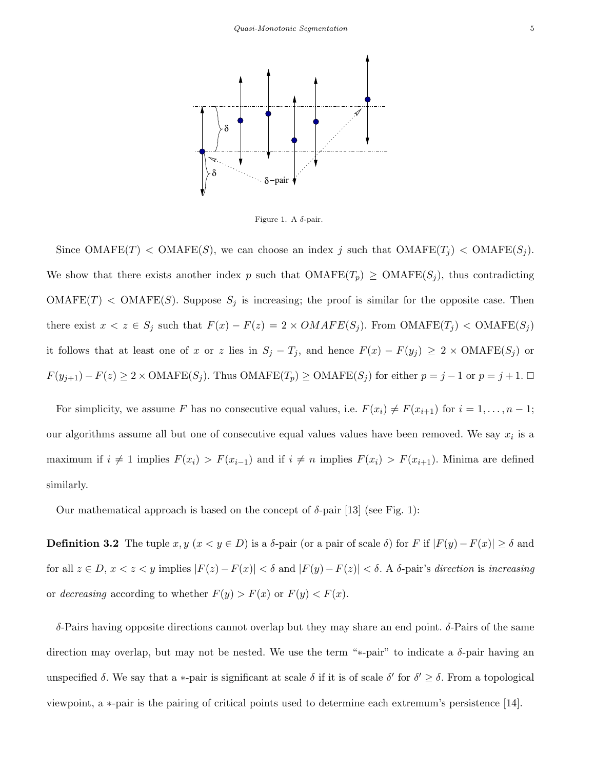Figure 1. A $\delta$-pair.

Since OMAFE($T$) < OMAFE($S$), we can choose an index $j$ such that OMAFE($T_j$) < OMAFE($S_j$). We show that there exists another index $p$ such that OMAFE($T_p$) $\geq$ OMAFE($S_j$), thus contradicting OMAFE($T$) < OMAFE($S$). Suppose $S_j$ is increasing; the proof is similar for the opposite case. Then there exist $x < z \in S_j$ such that $F(x) - F(z) = 2 \times OMAFE(S_j)$. From OMAFE($T_j$) < OMAFE($S_j$) it follows that at least one of $x$ or $z$ lies in $S_j - T_j$, and hence $F(x) - F(y_j) \geq 2 \times \text{OMAFE}(S_j)$ or $F(y_{j+1}) - F(z) \geq 2 \times \text{OMAFE}(S_j)$. Thus OMAFE($T_p$) $\geq$ OMAFE($S_j$) for either $p = j - 1$ or $p = j + 1$. □

For simplicity, we assume $F$ has no consecutive equal values, i.e. $F(x_i) \neq F(x_{i+1})$ for $i = 1, \ldots, n-1$; our algorithms assume all but one of consecutive equal values values have been removed. We say $x_i$ is a maximum if $i \neq 1$ implies $F(x_i) > F(x_{i-1})$ and if $i \neq n$ implies $F(x_i) > F(x_{i+1})$. Minima are defined similarly.

Our mathematical approach is based on the concept of $\delta$-pair [13] (see Fig. 1):

**Definition 3.2** The tuple $x, y$ ($x < y \in D$) is a $\delta$-pair (or a pair of scale $\delta$) for $F$ if $|F(y) - F(x)| \geq \delta$ and for all $z \in D$, $x < z < y$ implies $|F(z) - F(x)| < \delta$ and $|F(y) - F(z)| < \delta$. A $\delta$-pair's *direction* is *increasing* or *decreasing* according to whether $F(y) > F(x)$ or $F(y) < F(x)$.

$\delta$-Pairs having opposite directions cannot overlap but they may share an end point. $\delta$-Pairs of the same direction may overlap, but may not be nested. We use the term "$*$-pair" to indicate a $\delta$-pair having an unspecified $\delta$. We say that a $*$-pair is significant at scale $\delta$ if it is of scale $\delta'$ for $\delta' \geq \delta$. From a topological viewpoint, a $*$-pair is the pairing of critical points used to determine each extremum's persistence [14].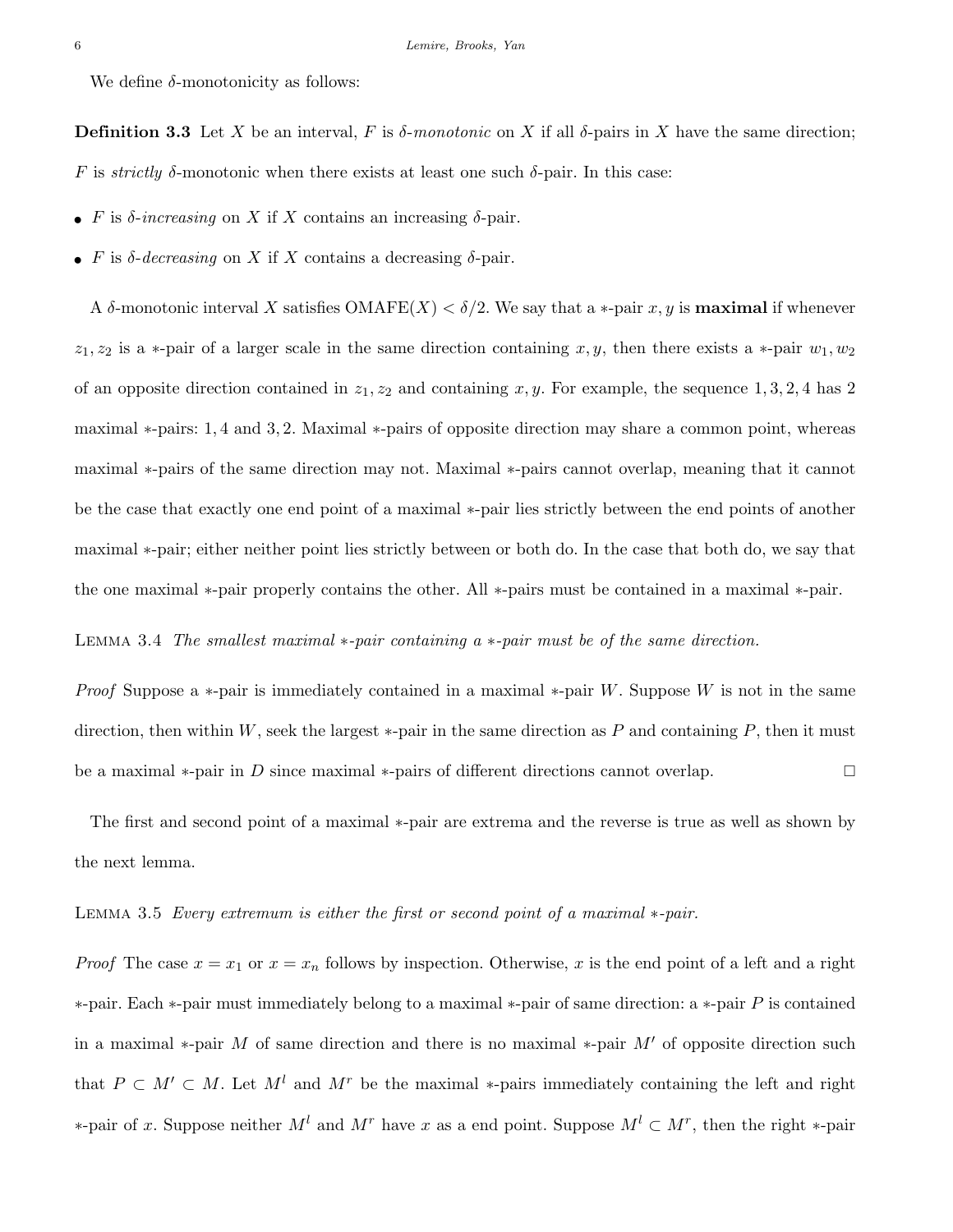We define $\delta$-monotonicity as follows:

**Definition 3.3** Let $X$ be an interval, $F$ is *$\delta$-monotonic* on $X$ if all $\delta$-pairs in $X$ have the same direction; $F$ is *strictly* $\delta$-monotonic when there exists at least one such $\delta$-pair. In this case:

- $F$ is *$\delta$-increasing* on $X$ if $X$ contains an increasing $\delta$-pair.
- $F$ is *$\delta$-decreasing* on $X$ if $X$ contains a decreasing $\delta$-pair.

A $\delta$-monotonic interval $X$ satisfies $\text{OMAFE}(X) < \delta/2$. We say that a $*$-pair $x, y$ is **maximal** if whenever $z_1, z_2$ is a $*$-pair of a larger scale in the same direction containing $x, y$, then there exists a $*$-pair $w_1, w_2$ of an opposite direction contained in $z_1, z_2$ and containing $x, y$. For example, the sequence $1, 3, 2, 4$ has 2 maximal $*$-pairs: $1, 4$ and $3, 2$. Maximal $*$-pairs of opposite direction may share a common point, whereas maximal $*$-pairs of the same direction may not. Maximal $*$-pairs cannot overlap, meaning that it cannot be the case that exactly one end point of a maximal $*$-pair lies strictly between the end points of another maximal $*$-pair; either neither point lies strictly between or both do. In the case that both do, we say that the one maximal $*$-pair properly contains the other. All $*$-pairs must be contained in a maximal $*$-pair.

Lemma 3.4 *The smallest maximal $*$-pair containing a $*$-pair must be of the same direction.*

*Proof* Suppose a $*$-pair is immediately contained in a maximal $*$-pair $W$. Suppose $W$ is not in the same direction, then within $W$, seek the largest $*$-pair in the same direction as $P$ and containing $P$, then it must be a maximal $*$-pair in $D$ since maximal $*$-pairs of different directions cannot overlap. □

The first and second point of a maximal $*$-pair are extrema and the reverse is true as well as shown by the next lemma.

Lemma 3.5 *Every extremum is either the first or second point of a maximal $*$-pair.*

*Proof* The case $x = x_1$ or $x = x_n$ follows by inspection. Otherwise, $x$ is the end point of a left and a right $*$-pair. Each $*$-pair must immediately belong to a maximal $*$-pair of same direction: a $*$-pair $P$ is contained in a maximal $*$-pair $M$ of same direction and there is no maximal $*$-pair $M'$ of opposite direction such that $P \subset M' \subset M$. Let $M^l$ and $M^r$ be the maximal $*$-pairs immediately containing the left and right $*$-pair of $x$. Suppose neither $M^l$ and $M^r$ have $x$ as a end point. Suppose $M^l \subset M^r$, then the right $*$-pair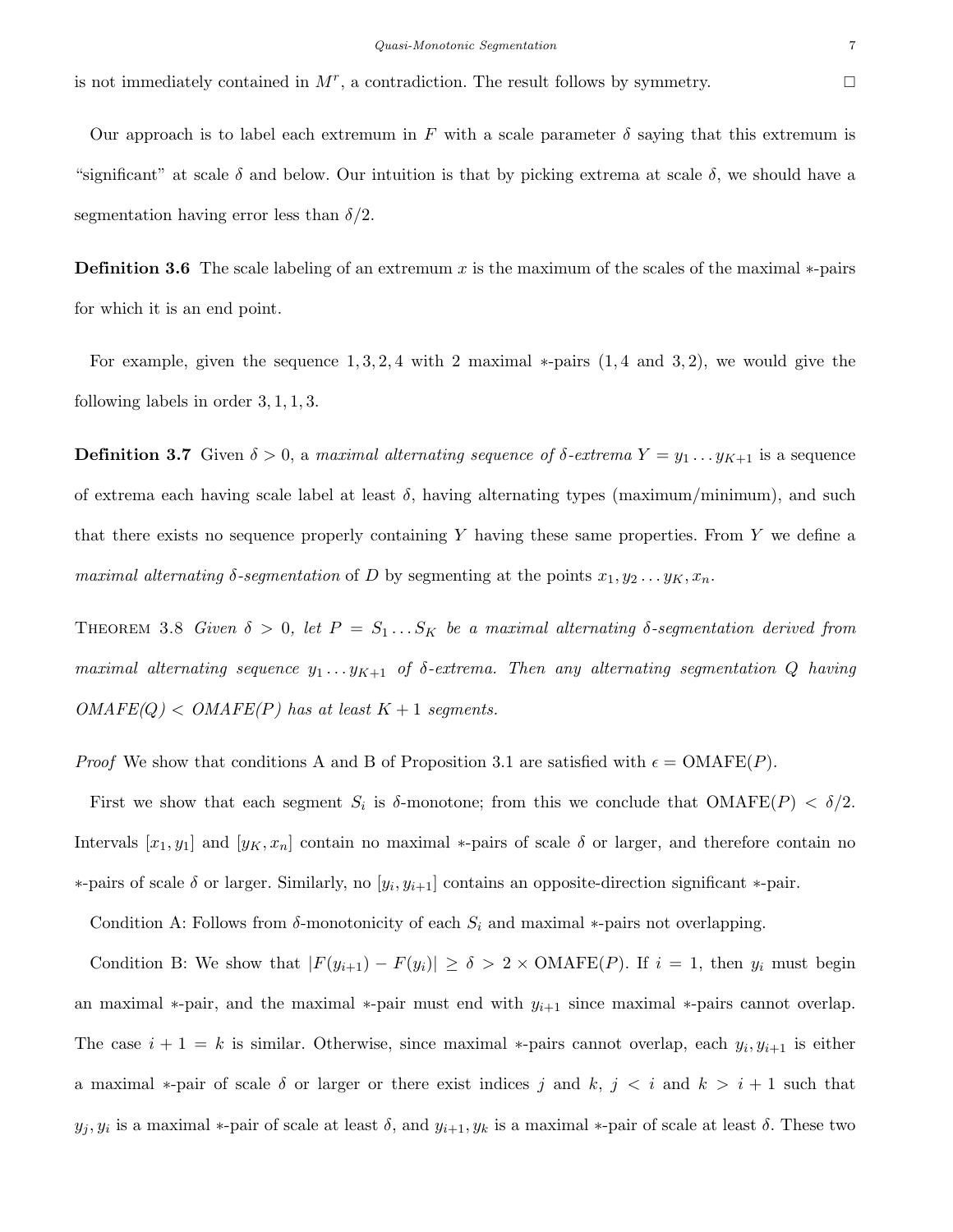is not immediately contained in $M^r$, a contradiction. The result follows by symmetry. □

Our approach is to label each extremum in $F$ with a scale parameter $\delta$ saying that this extremum is "significant" at scale $\delta$ and below. Our intuition is that by picking extrema at scale $\delta$, we should have a segmentation having error less than $\delta/2$.

**Definition 3.6** The scale labeling of an extremum $x$ is the maximum of the scales of the maximal $*$-pairs for which it is an end point.

For example, given the sequence $1, 3, 2, 4$ with 2 maximal $*$-pairs ($1, 4$ and $3, 2$), we would give the following labels in order $3, 1, 1, 3$.

**Definition 3.7** Given $\delta > 0$, a *maximal alternating sequence of $\delta$-extrema* $Y = y_1 \ldots y_{K+1}$ is a sequence of extrema each having scale label at least $\delta$, having alternating types (maximum/minimum), and such that there exists no sequence properly containing $Y$ having these same properties. From $Y$ we define a *maximal alternating $\delta$-segmentation* of $D$ by segmenting at the points $x_1, y_2 \ldots y_K, x_n$.

THEOREM 3.8 *Given $\delta > 0$, let $P = S_1 \ldots S_K$ be a maximal alternating $\delta$-segmentation derived from maximal alternating sequence $y_1 \ldots y_{K+1}$ of $\delta$-extrema. Then any alternating segmentation $Q$ having OMAFE($Q$) $<$ OMAFE($P$) has at least $K + 1$ segments.*

*Proof* We show that conditions A and B of Proposition 3.1 are satisfied with $\epsilon = \text{OMAFE}(P)$.

First we show that each segment $S_i$ is $\delta$-monotone; from this we conclude that $\text{OMAFE}(P) < \delta/2$. Intervals $[x_1, y_1]$ and $[y_K, x_n]$ contain no maximal $*$-pairs of scale $\delta$ or larger, and therefore contain no $*$-pairs of scale $\delta$ or larger. Similarly, no $[y_i, y_{i+1}]$ contains an opposite-direction significant $*$-pair.

Condition A: Follows from $\delta$-monotonicity of each $S_i$ and maximal $*$-pairs not overlapping.

Condition B: We show that $|F(y_{i+1}) - F(y_i)| \geq \delta > 2 \times \text{OMAFE}(P)$. If $i = 1$, then $y_i$ must begin an maximal $*$-pair, and the maximal $*$-pair must end with $y_{i+1}$ since maximal $*$-pairs cannot overlap. The case $i + 1 = k$ is similar. Otherwise, since maximal $*$-pairs cannot overlap, each $y_i, y_{i+1}$ is either a maximal $*$-pair of scale $\delta$ or larger or there exist indices $j$ and $k$, $j < i$ and $k > i + 1$ such that $y_j, y_i$ is a maximal $*$-pair of scale at least $\delta$, and $y_{i+1}, y_k$ is a maximal $*$-pair of scale at least $\delta$. These two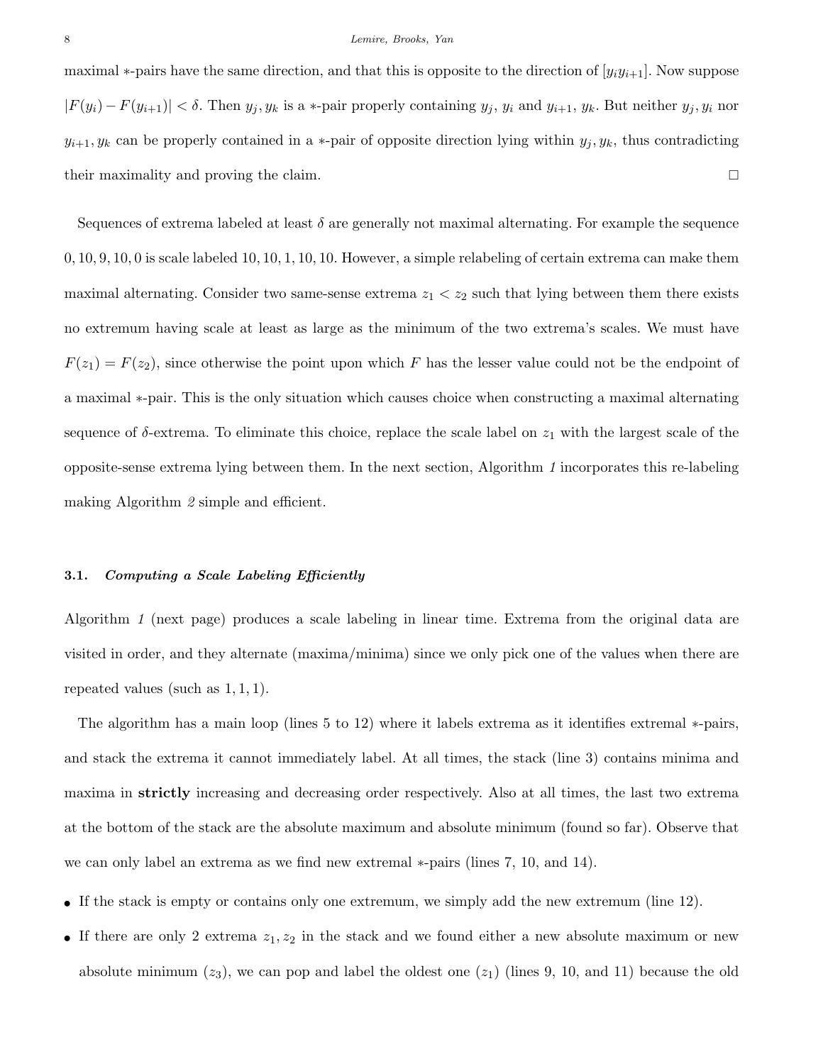maximal $*$-pairs have the same direction, and that this is opposite to the direction of $[y_i y_{i+1}]$. Now suppose $|F(y_i) - F(y_{i+1})| < \delta$. Then $y_j, y_k$ is a $*$-pair properly containing $y_j$, $y_i$ and $y_{i+1}$, $y_k$. But neither $y_j, y_i$ nor $y_{i+1}, y_k$ can be properly contained in a $*$-pair of opposite direction lying within $y_j, y_k$, thus contradicting their maximality and proving the claim. □

Sequences of extrema labeled at least $\delta$ are generally not maximal alternating. For example the sequence $0, 10, 9, 10, 0$ is scale labeled $10, 10, 1, 10, 10$. However, a simple relabeling of certain extrema can make them maximal alternating. Consider two same-sense extrema $z_1 < z_2$ such that lying between them there exists no extremum having scale at least as large as the minimum of the two extrema's scales. We must have $F(z_1) = F(z_2)$, since otherwise the point upon which $F$ has the lesser value could not be the endpoint of a maximal $*$-pair. This is the only situation which causes choice when constructing a maximal alternating sequence of $\delta$-extrema. To eliminate this choice, replace the scale label on $z_1$ with the largest scale of the opposite-sense extrema lying between them. In the next section, Algorithm *1* incorporates this re-labeling making Algorithm *2* simple and efficient.

### 3.1. *Computing a Scale Labeling Efficiently*

Algorithm *1* (next page) produces a scale labeling in linear time. Extrema from the original data are visited in order, and they alternate (maxima/minima) since we only pick one of the values when there are repeated values (such as $1, 1, 1$).

The algorithm has a main loop (lines 5 to 12) where it labels extrema as it identifies extremal $*$-pairs, and stack the extrema it cannot immediately label. At all times, the stack (line 3) contains minima and maxima in **strictly** increasing and decreasing order respectively. Also at all times, the last two extrema at the bottom of the stack are the absolute maximum and absolute minimum (found so far). Observe that we can only label an extrema as we find new extremal $*$-pairs (lines 7, 10, and 14).

- If the stack is empty or contains only one extremum, we simply add the new extremum (line 12).
- If there are only 2 extrema $z_1, z_2$ in the stack and we found either a new absolute maximum or new absolute minimum ($z_3$), we can pop and label the oldest one ($z_1$) (lines 9, 10, and 11) because the old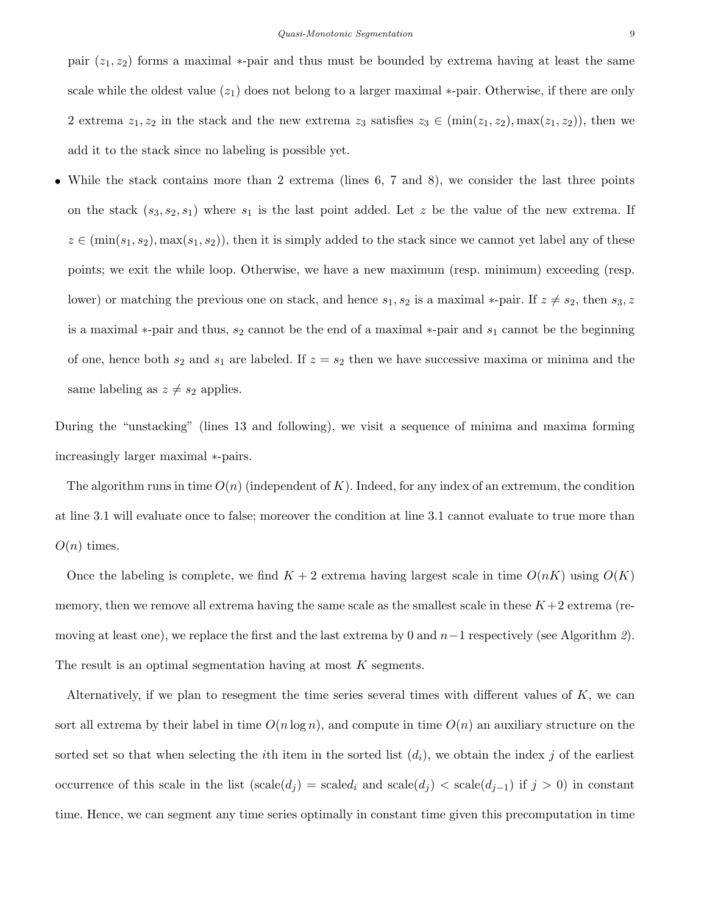pair $(z_1, z_2)$ forms a maximal $*$-pair and thus must be bounded by extrema having at least the same scale while the oldest value $(z_1)$ does not belong to a larger maximal $*$-pair. Otherwise, if there are only 2 extrema $z_1, z_2$ in the stack and the new extrema $z_3$ satisfies $z_3 \in (\min(z_1, z_2), \max(z_1, z_2))$, then we add it to the stack since no labeling is possible yet.

- While the stack contains more than 2 extrema (lines 6, 7 and 8), we consider the last three points on the stack $(s_3, s_2, s_1)$ where $s_1$ is the last point added. Let $z$ be the value of the new extrema. If $z \in (\min(s_1, s_2), \max(s_1, s_2))$, then it is simply added to the stack since we cannot yet label any of these points; we exit the while loop. Otherwise, we have a new maximum (resp. minimum) exceeding (resp. lower) or matching the previous one on stack, and hence $s_1, s_2$ is a maximal $*$-pair. If $z \neq s_2$, then $s_3, z$ is a maximal $*$-pair and thus, $s_2$ cannot be the end of a maximal $*$-pair and $s_1$ cannot be the beginning of one, hence both $s_2$ and $s_1$ are labeled. If $z = s_2$ then we have successive maxima or minima and the same labeling as $z \neq s_2$ applies.

During the "unstacking" (lines 13 and following), we visit a sequence of minima and maxima forming increasingly larger maximal $*$-pairs.

The algorithm runs in time $O(n)$ (independent of $K$). Indeed, for any index of an extremum, the condition at line 3.1 will evaluate once to false; moreover the condition at line 3.1 cannot evaluate to true more than $O(n)$ times.

Once the labeling is complete, we find $K + 2$ extrema having largest scale in time $O(nK)$ using $O(K)$ memory, then we remove all extrema having the same scale as the smallest scale in these $K+2$ extrema (removing at least one), we replace the first and the last extrema by 0 and $n-1$ respectively (see Algorithm *2*). The result is an optimal segmentation having at most $K$ segments.

Alternatively, if we plan to resegment the time series several times with different values of $K$, we can sort all extrema by their label in time $O(n \log n)$, and compute in time $O(n)$ an auxiliary structure on the sorted set so that when selecting the $i$th item in the sorted list $(d_i)$, we obtain the index $j$ of the earliest occurrence of this scale in the list ($\text{scale}(d_j) = \text{scaled}_i$ and $\text{scale}(d_j) < \text{scale}(d_{j-1})$ if $j > 0$) in constant time. Hence, we can segment any time series optimally in constant time given this precomputation in time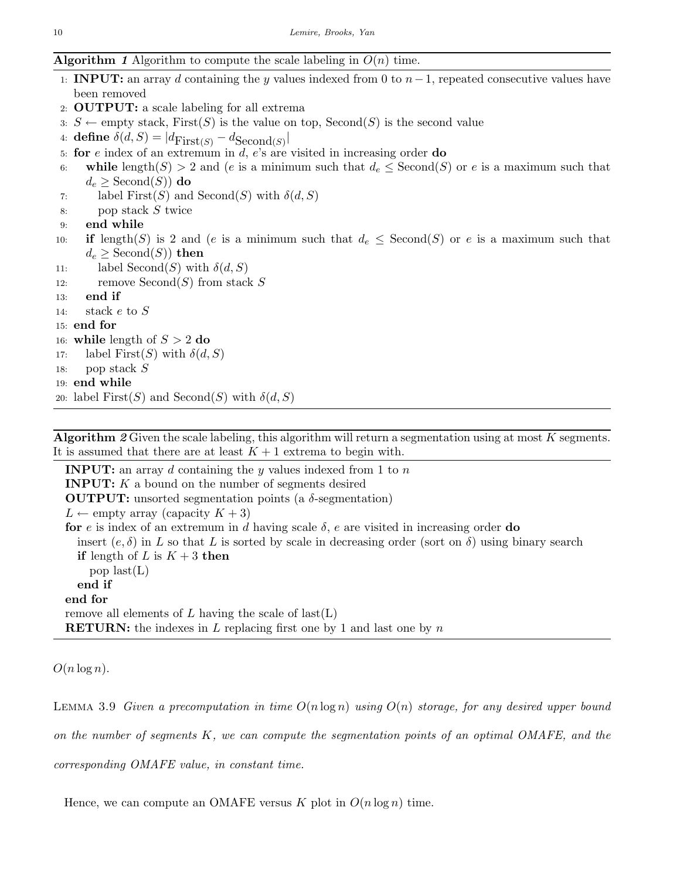**Algorithm 1** Algorithm to compute the scale labeling in $O(n)$ time.

```
1: INPUT: an array d containing the y values indexed from 0 to n−1, repeated consecutive values have
   been removed
2: OUTPUT: a scale labeling for all extrema
3: S ← empty stack, First(S) is the value on top, Second(S) is the second value
4: define δ(d, S) = |d_First(S) − d_Second(S)|
5: for e index of an extremum in d, e's are visited in increasing order do
6:    while length(S) > 2 and (e is a minimum such that d_e ≤ Second(S) or e is a maximum such that
      d_e ≥ Second(S)) do
7:       label First(S) and Second(S) with δ(d, S)
8:       pop stack S twice
9:    end while
10:   if length(S) is 2 and (e is a minimum such that d_e ≤ Second(S) or e is a maximum such that
      d_e ≥ Second(S)) then
11:      label Second(S) with δ(d, S)
12:      remove Second(S) from stack S
13:   end if
14:   stack e to S
15: end for
16: while length of S > 2 do
17:    label First(S) with δ(d, S)
18:    pop stack S
19: end while
20: label First(S) and Second(S) with δ(d, S)
```

**Algorithm 2** Given the scale labeling, this algorithm will return a segmentation using at most $K$ segments. It is assumed that there are at least $K+1$ extrema to begin with.

```
INPUT: an array d containing the y values indexed from 1 to n
INPUT: K a bound on the number of segments desired
OUTPUT: unsorted segmentation points (a δ-segmentation)
L ← empty array (capacity K + 3)
for e is index of an extremum in d having scale δ, e are visited in increasing order do
   insert (e, δ) in L so that L is sorted by scale in decreasing order (sort on δ) using binary search
   if length of L is K + 3 then
      pop last(L)
   end if
end for
remove all elements of L having the scale of last(L)
RETURN: the indexes in L replacing first one by 1 and last one by n
```

$O(n \log n)$.

Lemma 3.9 *Given a precomputation in time $O(n \log n)$ using $O(n)$ storage, for any desired upper bound on the number of segments $K$, we can compute the segmentation points of an optimal OMAFE, and the corresponding OMAFE value, in constant time.*

Hence, we can compute an OMAFE versus $K$ plot in $O(n \log n)$ time.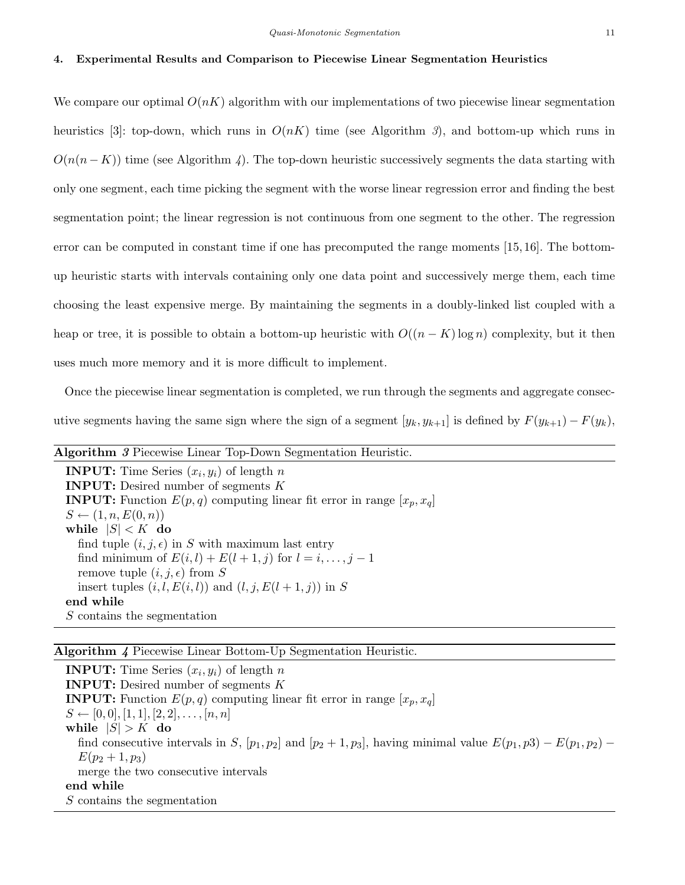## 4. Experimental Results and Comparison to Piecewise Linear Segmentation Heuristics

We compare our optimal $O(nK)$ algorithm with our implementations of two piecewise linear segmentation heuristics [3]: top-down, which runs in $O(nK)$ time (see Algorithm *3*), and bottom-up which runs in $O(n(n-K))$ time (see Algorithm *4*). The top-down heuristic successively segments the data starting with only one segment, each time picking the segment with the worse linear regression error and finding the best segmentation point; the linear regression is not continuous from one segment to the other. The regression error can be computed in constant time if one has precomputed the range moments [15, 16]. The bottom-up heuristic starts with intervals containing only one data point and successively merge them, each time choosing the least expensive merge. By maintaining the segments in a doubly-linked list coupled with a heap or tree, it is possible to obtain a bottom-up heuristic with $O((n-K)\log n)$ complexity, but it then uses much more memory and it is more difficult to implement.

Once the piecewise linear segmentation is completed, we run through the segments and aggregate consecutive segments having the same sign where the sign of a segment $[y_k, y_{k+1}]$ is defined by $F(y_{k+1}) - F(y_k)$,

---

**Algorithm *3*** Piecewise Linear Top-Down Segmentation Heuristic.

**INPUT:** Time Series $(x_i, y_i)$ of length $n$
**INPUT:** Desired number of segments $K$
**INPUT:** Function $E(p,q)$ computing linear fit error in range $[x_p, x_q]$
$S \leftarrow (1, n, E(0, n))$
**while** $|S| < K$ **do**
  find tuple $(i, j, \epsilon)$ in $S$ with maximum last entry
  find minimum of $E(i,l) + E(l+1, j)$ for $l = i, \ldots, j-1$
  remove tuple $(i, j, \epsilon)$ from $S$
  insert tuples $(i, l, E(i,l))$ and $(l, j, E(l+1, j))$ in $S$
**end while**
$S$ contains the segmentation

---

**Algorithm *4*** Piecewise Linear Bottom-Up Segmentation Heuristic.

**INPUT:** Time Series $(x_i, y_i)$ of length $n$
**INPUT:** Desired number of segments $K$
**INPUT:** Function $E(p,q)$ computing linear fit error in range $[x_p, x_q]$
$S \leftarrow [0,0], [1,1], [2,2], \ldots, [n,n]$
**while** $|S| > K$ **do**
  find consecutive intervals in $S$, $[p_1, p_2]$ and $[p_2+1, p_3]$, having minimal value $E(p_1, p3) - E(p_1, p_2) - E(p_2+1, p_3)$
  merge the two consecutive intervals
**end while**
$S$ contains the segmentation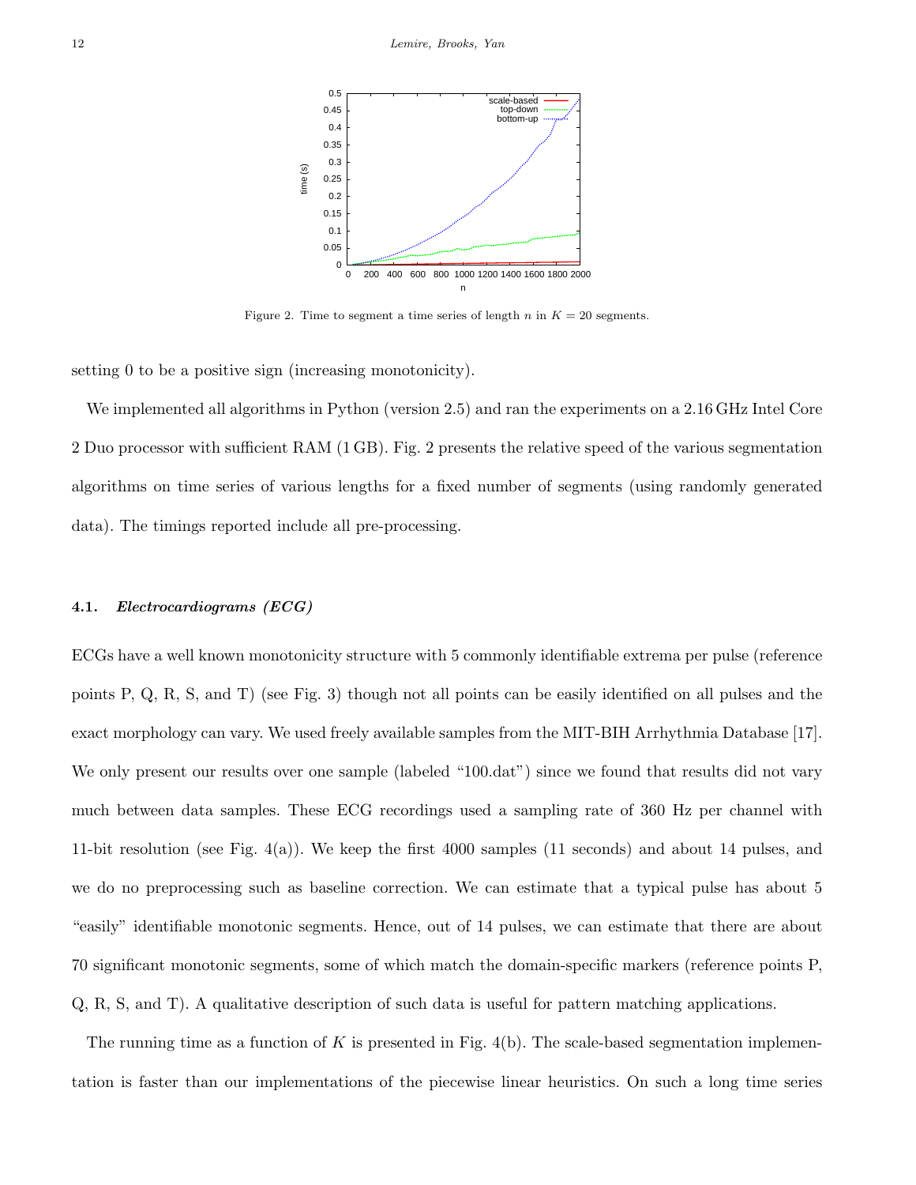Figure 2. Time to segment a time series of length $n$ in $K = 20$ segments.

setting 0 to be a positive sign (increasing monotonicity).

We implemented all algorithms in Python (version 2.5) and ran the experiments on a 2.16 GHz Intel Core 2 Duo processor with sufficient RAM (1 GB). Fig. 2 presents the relative speed of the various segmentation algorithms on time series of various lengths for a fixed number of segments (using randomly generated data). The timings reported include all pre-processing.

### 4.1. *Electrocardiograms (ECG)*

ECGs have a well known monotonicity structure with 5 commonly identifiable extrema per pulse (reference points P, Q, R, S, and T) (see Fig. 3) though not all points can be easily identified on all pulses and the exact morphology can vary. We used freely available samples from the MIT-BIH Arrhythmia Database [17]. We only present our results over one sample (labeled "100.dat") since we found that results did not vary much between data samples. These ECG recordings used a sampling rate of 360 Hz per channel with 11-bit resolution (see Fig. 4(a)). We keep the first 4000 samples (11 seconds) and about 14 pulses, and we do no preprocessing such as baseline correction. We can estimate that a typical pulse has about 5 "easily" identifiable monotonic segments. Hence, out of 14 pulses, we can estimate that there are about 70 significant monotonic segments, some of which match the domain-specific markers (reference points P, Q, R, S, and T). A qualitative description of such data is useful for pattern matching applications.

The running time as a function of $K$ is presented in Fig. 4(b). The scale-based segmentation implementation is faster than our implementations of the piecewise linear heuristics. On such a long time series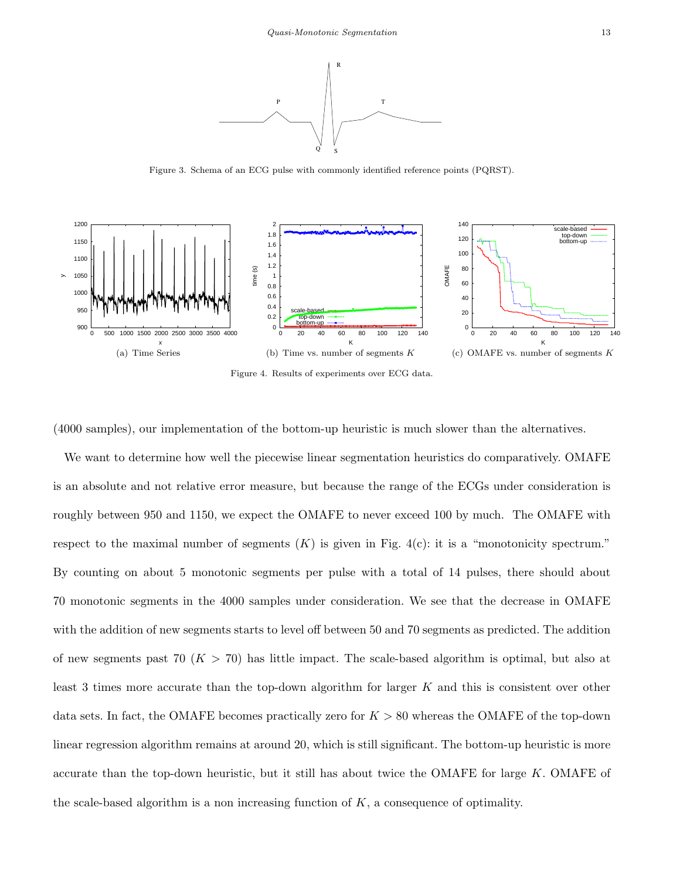Figure 3. Schema of an ECG pulse with commonly identified reference points (PQRST).

(a) Time Series

(b) Time vs. number of segments $K$

(c) OMAFE vs. number of segments $K$

Figure 4. Results of experiments over ECG data.

(4000 samples), our implementation of the bottom-up heuristic is much slower than the alternatives.

We want to determine how well the piecewise linear segmentation heuristics do comparatively. OMAFE is an absolute and not relative error measure, but because the range of the ECGs under consideration is roughly between 950 and 1150, we expect the OMAFE to never exceed 100 by much. The OMAFE with respect to the maximal number of segments ($K$) is given in Fig. 4(c): it is a "monotonicity spectrum." By counting on about 5 monotonic segments per pulse with a total of 14 pulses, there should about 70 monotonic segments in the 4000 samples under consideration. We see that the decrease in OMAFE with the addition of new segments starts to level off between 50 and 70 segments as predicted. The addition of new segments past 70 ($K > 70$) has little impact. The scale-based algorithm is optimal, but also at least 3 times more accurate than the top-down algorithm for larger $K$ and this is consistent over other data sets. In fact, the OMAFE becomes practically zero for $K > 80$ whereas the OMAFE of the top-down linear regression algorithm remains at around 20, which is still significant. The bottom-up heuristic is more accurate than the top-down heuristic, but it still has about twice the OMAFE for large $K$. OMAFE of the scale-based algorithm is a non increasing function of $K$, a consequence of optimality.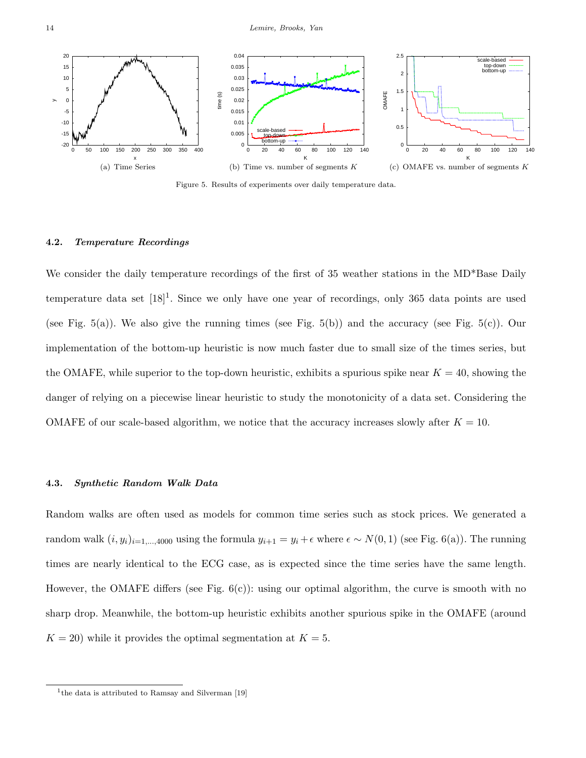(a) Time Series

(b) Time vs. number of segments $K$

(c) OMAFE vs. number of segments $K$

Figure 5. Results of experiments over daily temperature data.

### 4.2. *Temperature Recordings*

We consider the daily temperature recordings of the first of 35 weather stations in the MD*Base Daily temperature data set [18][1]. Since we only have one year of recordings, only 365 data points are used (see Fig. 5(a)). We also give the running times (see Fig. 5(b)) and the accuracy (see Fig. 5(c)). Our implementation of the bottom-up heuristic is now much faster due to small size of the times series, but the OMAFE, while superior to the top-down heuristic, exhibits a spurious spike near $K = 40$, showing the danger of relying on a piecewise linear heuristic to study the monotonicity of a data set. Considering the OMAFE of our scale-based algorithm, we notice that the accuracy increases slowly after $K = 10$.

### 4.3. *Synthetic Random Walk Data*

Random walks are often used as models for common time series such as stock prices. We generated a random walk $(i, y_i)_{i=1,\ldots,4000}$ using the formula $y_{i+1} = y_i + \epsilon$ where $\epsilon \sim N(0, 1)$ (see Fig. 6(a)). The running times are nearly identical to the ECG case, as is expected since the time series have the same length. However, the OMAFE differs (see Fig. 6(c)): using our optimal algorithm, the curve is smooth with no sharp drop. Meanwhile, the bottom-up heuristic exhibits another spurious spike in the OMAFE (around $K = 20$) while it provides the optimal segmentation at $K = 5$.

[1] the data is attributed to Ramsay and Silverman [19]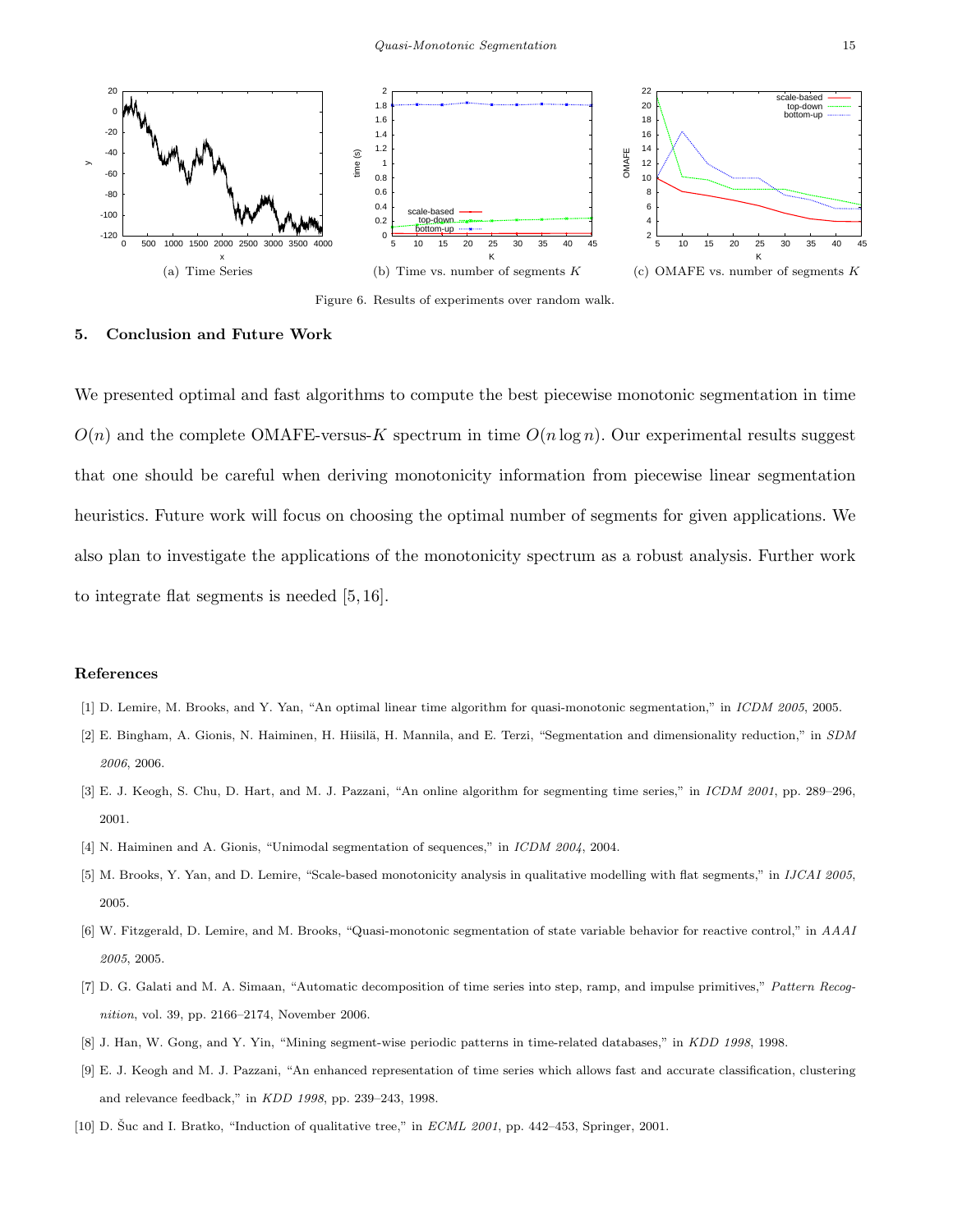(a) Time Series

(b) Time vs. number of segments $K$

(c) OMAFE vs. number of segments $K$

Figure 6. Results of experiments over random walk.

## 5. Conclusion and Future Work

We presented optimal and fast algorithms to compute the best piecewise monotonic segmentation in time $O(n)$ and the complete OMAFE-versus-$K$ spectrum in time $O(n \log n)$. Our experimental results suggest that one should be careful when deriving monotonicity information from piecewise linear segmentation heuristics. Future work will focus on choosing the optimal number of segments for given applications. We also plan to investigate the applications of the monotonicity spectrum as a robust analysis. Further work to integrate flat segments is needed [5, 16].

## References

[1] D. Lemire, M. Brooks, and Y. Yan, "An optimal linear time algorithm for quasi-monotonic segmentation," in *ICDM 2005*, 2005.

[2] E. Bingham, A. Gionis, N. Haiminen, H. Hiisilä, H. Mannila, and E. Terzi, "Segmentation and dimensionality reduction," in *SDM 2006*, 2006.

[3] E. J. Keogh, S. Chu, D. Hart, and M. J. Pazzani, "An online algorithm for segmenting time series," in *ICDM 2001*, pp. 289–296, 2001.

[4] N. Haiminen and A. Gionis, "Unimodal segmentation of sequences," in *ICDM 2004*, 2004.

[5] M. Brooks, Y. Yan, and D. Lemire, "Scale-based monotonicity analysis in qualitative modelling with flat segments," in *IJCAI 2005*, 2005.

[6] W. Fitzgerald, D. Lemire, and M. Brooks, "Quasi-monotonic segmentation of state variable behavior for reactive control," in *AAAI 2005*, 2005.

[7] D. G. Galati and M. A. Simaan, "Automatic decomposition of time series into step, ramp, and impulse primitives," *Pattern Recognition*, vol. 39, pp. 2166–2174, November 2006.

[8] J. Han, W. Gong, and Y. Yin, "Mining segment-wise periodic patterns in time-related databases," in *KDD 1998*, 1998.

[9] E. J. Keogh and M. J. Pazzani, "An enhanced representation of time series which allows fast and accurate classification, clustering and relevance feedback," in *KDD 1998*, pp. 239–243, 1998.

[10] D. Šuc and I. Bratko, "Induction of qualitative tree," in *ECML 2001*, pp. 442–453, Springer, 2001.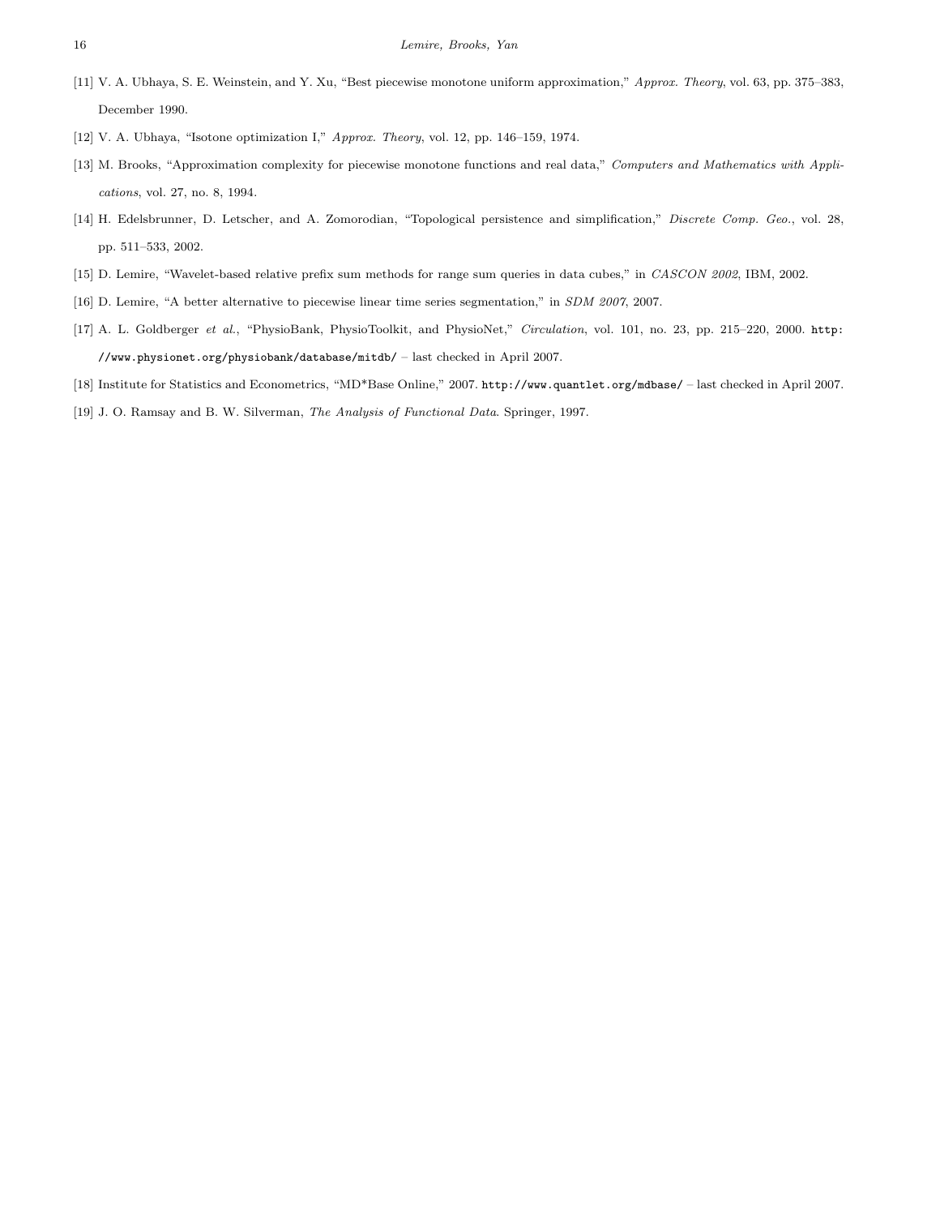[11] V. A. Ubhaya, S. E. Weinstein, and Y. Xu, "Best piecewise monotone uniform approximation," *Approx. Theory*, vol. 63, pp. 375–383, December 1990.

[12] V. A. Ubhaya, "Isotone optimization I," *Approx. Theory*, vol. 12, pp. 146–159, 1974.

[13] M. Brooks, "Approximation complexity for piecewise monotone functions and real data," *Computers and Mathematics with Applications*, vol. 27, no. 8, 1994.

[14] H. Edelsbrunner, D. Letscher, and A. Zomorodian, "Topological persistence and simplification," *Discrete Comp. Geo.*, vol. 28, pp. 511–533, 2002.

[15] D. Lemire, "Wavelet-based relative prefix sum methods for range sum queries in data cubes," in *CASCON 2002*, IBM, 2002.

[16] D. Lemire, "A better alternative to piecewise linear time series segmentation," in *SDM 2007*, 2007.

[17] A. L. Goldberger *et al.*, "PhysioBank, PhysioToolkit, and PhysioNet," *Circulation*, vol. 101, no. 23, pp. 215–220, 2000. `http://www.physionet.org/physiobank/database/mitdb/` – last checked in April 2007.

[18] Institute for Statistics and Econometrics, "MD*Base Online," 2007. `http://www.quantlet.org/mdbase/` – last checked in April 2007.

[19] J. O. Ramsay and B. W. Silverman, *The Analysis of Functional Data*. Springer, 1997.